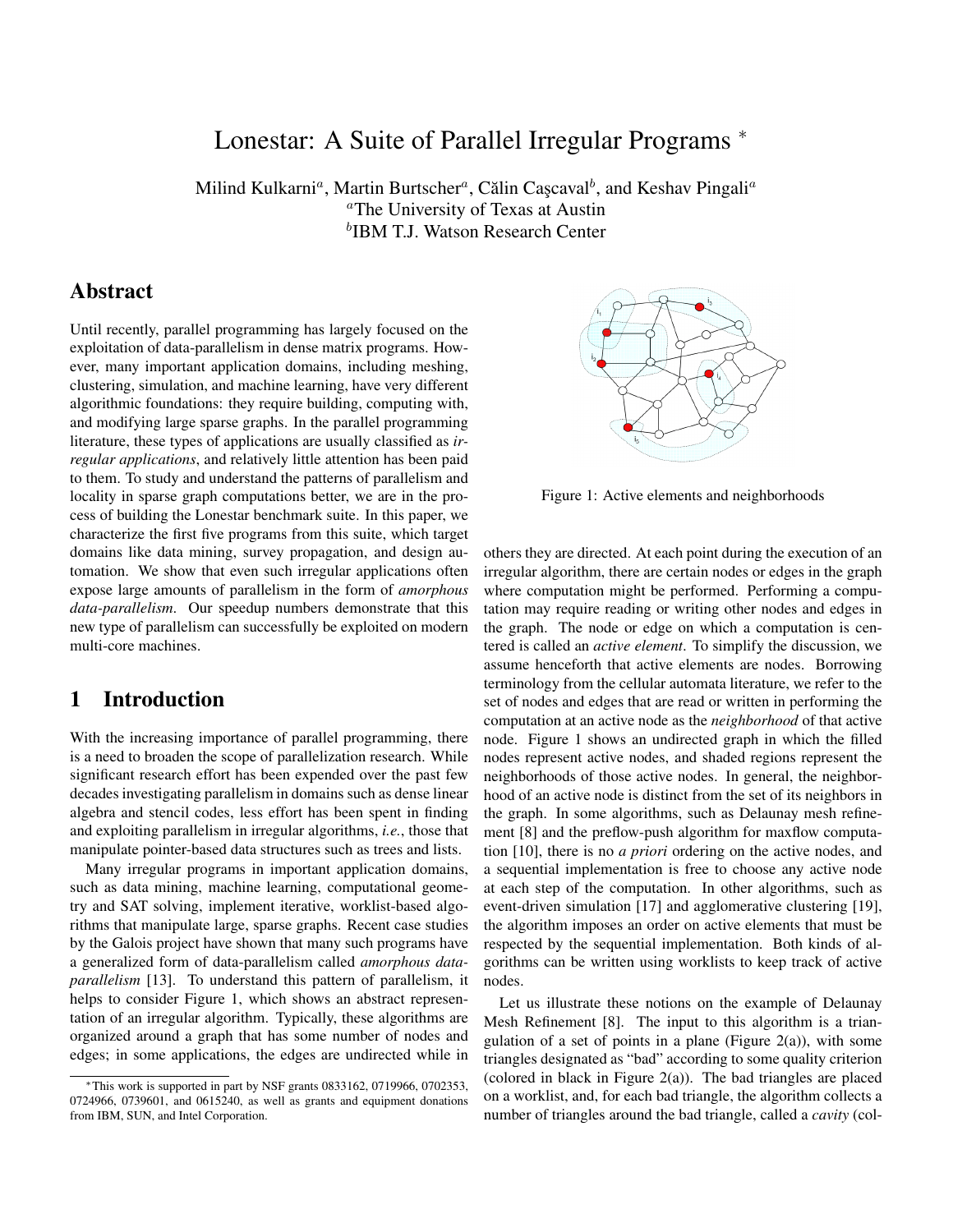# Lonestar: A Suite of Parallel Irregular Programs *

Milind Kulkarni[a], Martin Burtscher[a], Călin Caşcaval[b], and Keshav Pingali[a]

[a]The University of Texas at Austin

[b]IBM T.J. Watson Research Center

## Abstract

Until recently, parallel programming has largely focused on the exploitation of data-parallelism in dense matrix programs. However, many important application domains, including meshing, clustering, simulation, and machine learning, have very different algorithmic foundations: they require building, computing with, and modifying large sparse graphs. In the parallel programming literature, these types of applications are usually classified as *irregular applications*, and relatively little attention has been paid to them. To study and understand the patterns of parallelism and locality in sparse graph computations better, we are in the process of building the Lonestar benchmark suite. In this paper, we characterize the first five programs from this suite, which target domains like data mining, survey propagation, and design automation. We show that even such irregular applications often expose large amounts of parallelism in the form of *amorphous data-parallelism*. Our speedup numbers demonstrate that this new type of parallelism can successfully be exploited on modern multi-core machines.

## 1 Introduction

With the increasing importance of parallel programming, there is a need to broaden the scope of parallelization research. While significant research effort has been expended over the past few decades investigating parallelism in domains such as dense linear algebra and stencil codes, less effort has been spent in finding and exploiting parallelism in irregular algorithms, *i.e.*, those that manipulate pointer-based data structures such as trees and lists.

Many irregular programs in important application domains, such as data mining, machine learning, computational geometry and SAT solving, implement iterative, worklist-based algorithms that manipulate large, sparse graphs. Recent case studies by the Galois project have shown that many such programs have a generalized form of data-parallelism called *amorphous data-parallelism* [13]. To understand this pattern of parallelism, it helps to consider Figure 1, which shows an abstract representation of an irregular algorithm. Typically, these algorithms are organized around a graph that has some number of nodes and edges; in some applications, the edges are undirected while in others they are directed. At each point during the execution of an irregular algorithm, there are certain nodes or edges in the graph where computation might be performed. Performing a computation may require reading or writing other nodes and edges in the graph. The node or edge on which a computation is centered is called an *active element*. To simplify the discussion, we assume henceforth that active elements are nodes. Borrowing terminology from the cellular automata literature, we refer to the set of nodes and edges that are read or written in performing the computation at an active node as the *neighborhood* of that active node. Figure 1 shows an undirected graph in which the filled nodes represent active nodes, and shaded regions represent the neighborhoods of those active nodes. In general, the neighborhood of an active node is distinct from the set of its neighbors in the graph. In some algorithms, such as Delaunay mesh refinement [8] and the preflow-push algorithm for maxflow computation [10], there is no *a priori* ordering on the active nodes, and a sequential implementation is free to choose any active node at each step of the computation. In other algorithms, such as event-driven simulation [17] and agglomerative clustering [19], the algorithm imposes an order on active elements that must be respected by the sequential implementation. Both kinds of algorithms can be written using worklists to keep track of active nodes.

Figure 1: Active elements and neighborhoods

Let us illustrate these notions on the example of Delaunay Mesh Refinement [8]. The input to this algorithm is a triangulation of a set of points in a plane (Figure 2(a)), with some triangles designated as "bad" according to some quality criterion (colored in black in Figure 2(a)). The bad triangles are placed on a worklist, and, for each bad triangle, the algorithm collects a number of triangles around the bad triangle, called a *cavity* (col-

*This work is supported in part by NSF grants 0833162, 0719966, 0702353, 0724966, 0739601, and 0615240, as well as grants and equipment donations from IBM, SUN, and Intel Corporation.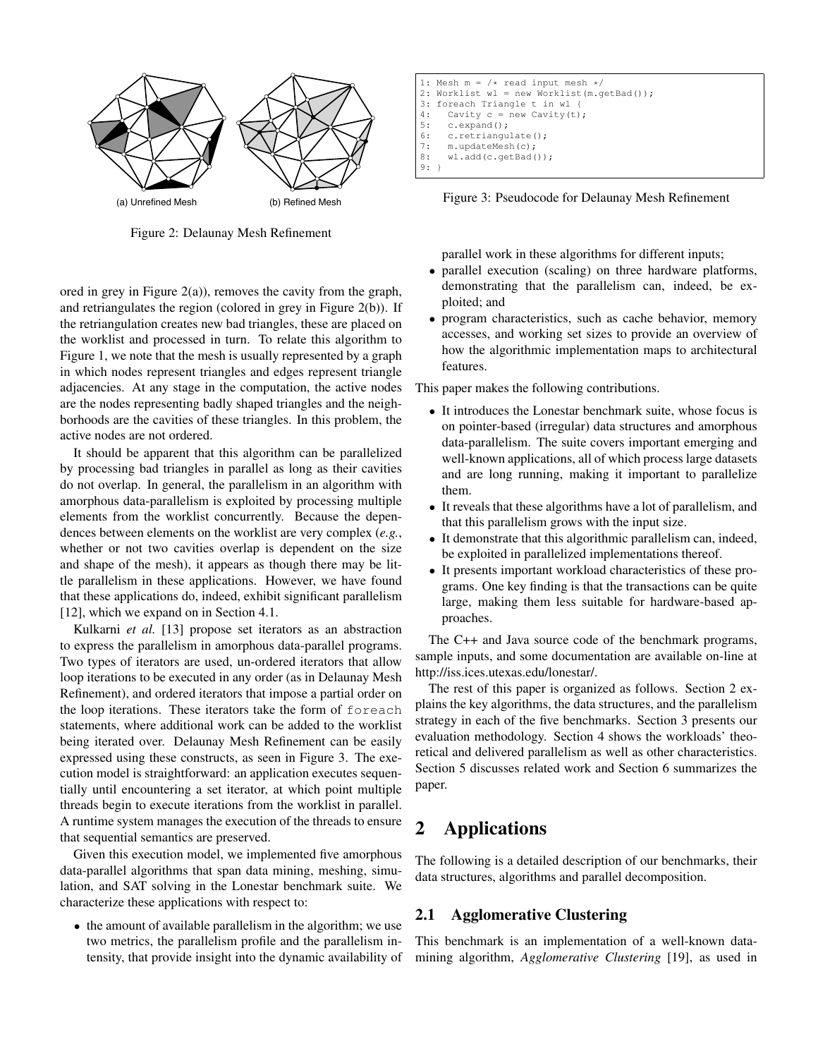(a) Unrefined Mesh (b) Refined Mesh

Figure 2: Delaunay Mesh Refinement

```
1: Mesh m = /* read input mesh */
2: Worklist wl = new Worklist(m.getBad());
3: foreach Triangle t in wl {
4:   Cavity c = new Cavity(t);
5:   c.expand();
6:   c.retriangulate();
7:   m.updateMesh(c);
8:   wl.add(c.getBad());
9: }
```

Figure 3: Pseudocode for Delaunay Mesh Refinement

ored in grey in Figure 2(a)), removes the cavity from the graph, and retriangulates the region (colored in grey in Figure 2(b)). If the retriangulation creates new bad triangles, these are placed on the worklist and processed in turn. To relate this algorithm to Figure 1, we note that the mesh is usually represented by a graph in which nodes represent triangles and edges represent triangle adjacencies. At any stage in the computation, the active nodes are the nodes representing badly shaped triangles and the neighborhoods are the cavities of these triangles. In this problem, the active nodes are not ordered.

It should be apparent that this algorithm can be parallelized by processing bad triangles in parallel as long as their cavities do not overlap. In general, the parallelism in an algorithm with amorphous data-parallelism is exploited by processing multiple elements from the worklist concurrently. Because the dependences between elements on the worklist are very complex (*e.g.*, whether or not two cavities overlap is dependent on the size and shape of the mesh), it appears as though there may be little parallelism in these applications. However, we have found that these applications do, indeed, exhibit significant parallelism [12], which we expand on in Section 4.1.

Kulkarni *et al.* [13] propose set iterators as an abstraction to express the parallelism in amorphous data-parallel programs. Two types of iterators are used, un-ordered iterators that allow loop iterations to be executed in any order (as in Delaunay Mesh Refinement), and ordered iterators that impose a partial order on the loop iterations. These iterators take the form of `foreach` statements, where additional work can be added to the worklist being iterated over. Delaunay Mesh Refinement can be easily expressed using these constructs, as seen in Figure 3. The execution model is straightforward: an application executes sequentially until encountering a set iterator, at which point multiple threads begin to execute iterations from the worklist in parallel. A runtime system manages the execution of the threads to ensure that sequential semantics are preserved.

Given this execution model, we implemented five amorphous data-parallel algorithms that span data mining, meshing, simulation, and SAT solving in the Lonestar benchmark suite. We characterize these applications with respect to:

- the amount of available parallelism in the algorithm; we use two metrics, the parallelism profile and the parallelism intensity, that provide insight into the dynamic availability of parallel work in these algorithms for different inputs;
- parallel execution (scaling) on three hardware platforms, demonstrating that the parallelism can, indeed, be exploited; and
- program characteristics, such as cache behavior, memory accesses, and working set sizes to provide an overview of how the algorithmic implementation maps to architectural features.

This paper makes the following contributions.

- It introduces the Lonestar benchmark suite, whose focus is on pointer-based (irregular) data structures and amorphous data-parallelism. The suite covers important emerging and well-known applications, all of which process large datasets and are long running, making it important to parallelize them.
- It reveals that these algorithms have a lot of parallelism, and that this parallelism grows with the input size.
- It demonstrate that this algorithmic parallelism can, indeed, be exploited in parallelized implementations thereof.
- It presents important workload characteristics of these programs. One key finding is that the transactions can be quite large, making them less suitable for hardware-based approaches.

The C++ and Java source code of the benchmark programs, sample inputs, and some documentation are available on-line at http://iss.ices.utexas.edu/lonestar/.

The rest of this paper is organized as follows. Section 2 explains the key algorithms, the data structures, and the parallelism strategy in each of the five benchmarks. Section 3 presents our evaluation methodology. Section 4 shows the workloads' theoretical and delivered parallelism as well as other characteristics. Section 5 discusses related work and Section 6 summarizes the paper.

## 2 Applications

The following is a detailed description of our benchmarks, their data structures, algorithms and parallel decomposition.

### 2.1 Agglomerative Clustering

This benchmark is an implementation of a well-known data-mining algorithm, *Agglomerative Clustering* [19], as used in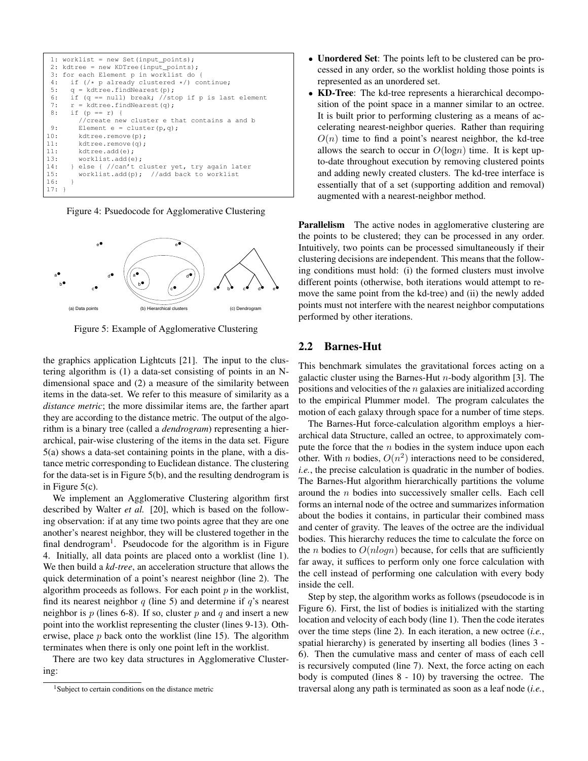```
 1: worklist = new Set(input_points);
 2: kdtree = new KDTree(input_points);
 3: for each Element p in worklist do {
 4:   if (/* p already clustered */) continue;
 5:   q = kdtree.findNearest(p);
 6:   if (q == null) break; //stop if p is last element
 7:   r = kdtree.findNearest(q);
 8:   if (p == r) {
        //create new cluster e that contains a and b
 9:     Element e = cluster(p,q);
10:     kdtree.remove(p);
11:     kdtree.remove(q);
11:     kdtree.add(e);
13:     worklist.add(e);
14:   } else { //can't cluster yet, try again later
15:     worklist.add(p);  //add back to worklist
16:   }
17: }
```

Figure 4: Psuedocode for Agglomerative Clustering

Figure 5: Example of Agglomerative Clustering

the graphics application Lightcuts [21]. The input to the clustering algorithm is (1) a data-set consisting of points in an N-dimensional space and (2) a measure of the similarity between items in the data-set. We refer to this measure of similarity as a *distance metric*; the more dissimilar items are, the farther apart they are according to the distance metric. The output of the algorithm is a binary tree (called a *dendrogram*) representing a hierarchical, pair-wise clustering of the items in the data set. Figure 5(a) shows a data-set containing points in the plane, with a distance metric corresponding to Euclidean distance. The clustering for the data-set is in Figure 5(b), and the resulting dendrogram is in Figure 5(c).

We implement an Agglomerative Clustering algorithm first described by Walter *et al.* [20], which is based on the following observation: if at any time two points agree that they are one another's nearest neighbor, they will be clustered together in the final dendrogram[1]. Pseudocode for the algorithm is in Figure 4. Initially, all data points are placed onto a worklist (line 1). We then build a *kd-tree*, an acceleration structure that allows the quick determination of a point's nearest neighbor (line 2). The algorithm proceeds as follows. For each point $p$ in the worklist, find its nearest neighbor $q$ (line 5) and determine if $q$'s nearest neighbor is $p$ (lines 6-8). If so, cluster $p$ and $q$ and insert a new point into the worklist representing the cluster (lines 9-13). Otherwise, place $p$ back onto the worklist (line 15). The algorithm terminates when there is only one point left in the worklist.

There are two key data structures in Agglomerative Clustering:

[1]Subject to certain conditions on the distance metric

- **Unordered Set**: The points left to be clustered can be processed in any order, so the worklist holding those points is represented as an unordered set.
- **KD-Tree**: The kd-tree represents a hierarchical decomposition of the point space in a manner similar to an octree. It is built prior to performing clustering as a means of accelerating nearest-neighbor queries. Rather than requiring $O(n)$ time to find a point's nearest neighbor, the kd-tree allows the search to occur in $O(\log n)$ time. It is kept up-to-date throughout execution by removing clustered points and adding newly created clusters. The kd-tree interface is essentially that of a set (supporting addition and removal) augmented with a nearest-neighbor method.

**Parallelism** The active nodes in agglomerative clustering are the points to be clustered; they can be processed in any order. Intuitively, two points can be processed simultaneously if their clustering decisions are independent. This means that the following conditions must hold: (i) the formed clusters must involve different points (otherwise, both iterations would attempt to remove the same point from the kd-tree) and (ii) the newly added points must not interfere with the nearest neighbor computations performed by other iterations.

## 2.2 Barnes-Hut

This benchmark simulates the gravitational forces acting on a galactic cluster using the Barnes-Hut $n$-body algorithm [3]. The positions and velocities of the $n$ galaxies are initialized according to the empirical Plummer model. The program calculates the motion of each galaxy through space for a number of time steps.

The Barnes-Hut force-calculation algorithm employs a hierarchical data Structure, called an octree, to approximately compute the force that the $n$ bodies in the system induce upon each other. With $n$ bodies, $O(n^2)$ interactions need to be considered, *i.e.*, the precise calculation is quadratic in the number of bodies. The Barnes-Hut algorithm hierarchically partitions the volume around the $n$ bodies into successively smaller cells. Each cell forms an internal node of the octree and summarizes information about the bodies it contains, in particular their combined mass and center of gravity. The leaves of the octree are the individual bodies. This hierarchy reduces the time to calculate the force on the $n$ bodies to $O(nlogn)$ because, for cells that are sufficiently far away, it suffices to perform only one force calculation with the cell instead of performing one calculation with every body inside the cell.

Step by step, the algorithm works as follows (pseudocode is in Figure 6). First, the list of bodies is initialized with the starting location and velocity of each body (line 1). Then the code iterates over the time steps (line 2). In each iteration, a new octree (*i.e.*, spatial hierarchy) is generated by inserting all bodies (lines 3 - 6). Then the cumulative mass and center of mass of each cell is recursively computed (line 7). Next, the force acting on each body is computed (lines 8 - 10) by traversing the octree. The traversal along any path is terminated as soon as a leaf node (*i.e.*,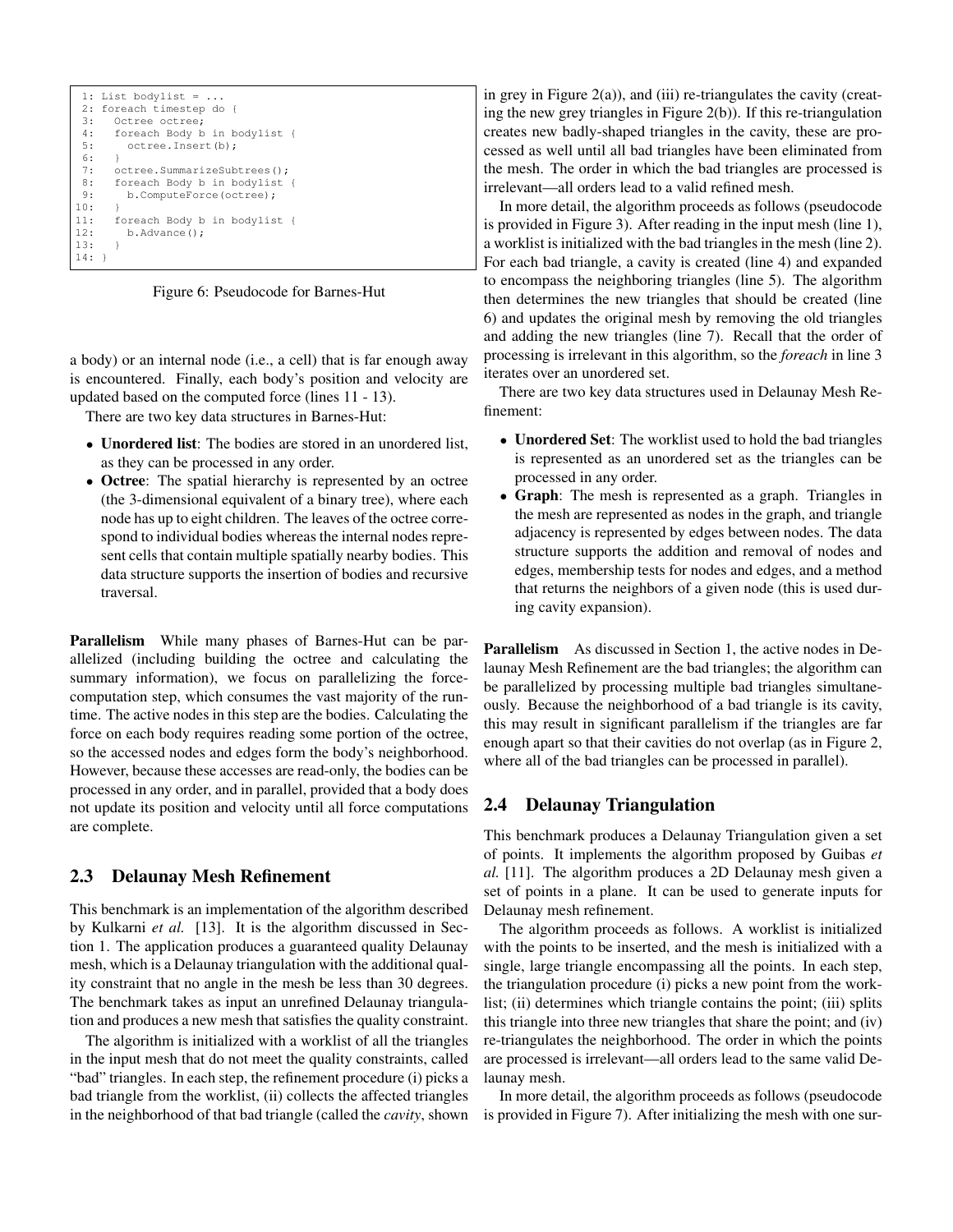```
 1: List bodylist = ...
 2: foreach timestep do {
 3:   Octree octree;
 4:   foreach Body b in bodylist {
 5:     octree.Insert(b);
 6:   }
 7:   octree.SummarizeSubtrees();
 8:   foreach Body b in bodylist {
 9:     b.ComputeForce(octree);
10:   }
11:   foreach Body b in bodylist {
12:     b.Advance();
13:   }
14: }
```

Figure 6: Pseudocode for Barnes-Hut

a body) or an internal node (i.e., a cell) that is far enough away is encountered. Finally, each body's position and velocity are updated based on the computed force (lines 11 - 13).

There are two key data structures in Barnes-Hut:

- **Unordered list**: The bodies are stored in an unordered list, as they can be processed in any order.
- **Octree**: The spatial hierarchy is represented by an octree (the 3-dimensional equivalent of a binary tree), where each node has up to eight children. The leaves of the octree correspond to individual bodies whereas the internal nodes represent cells that contain multiple spatially nearby bodies. This data structure supports the insertion of bodies and recursive traversal.

**Parallelism** While many phases of Barnes-Hut can be parallelized (including building the octree and calculating the summary information), we focus on parallelizing the force-computation step, which consumes the vast majority of the runtime. The active nodes in this step are the bodies. Calculating the force on each body requires reading some portion of the octree, so the accessed nodes and edges form the body's neighborhood. However, because these accesses are read-only, the bodies can be processed in any order, and in parallel, provided that a body does not update its position and velocity until all force computations are complete.

## 2.3 Delaunay Mesh Refinement

This benchmark is an implementation of the algorithm described by Kulkarni *et al.* [13]. It is the algorithm discussed in Section 1. The application produces a guaranteed quality Delaunay mesh, which is a Delaunay triangulation with the additional quality constraint that no angle in the mesh be less than 30 degrees. The benchmark takes as input an unrefined Delaunay triangulation and produces a new mesh that satisfies the quality constraint.

The algorithm is initialized with a worklist of all the triangles in the input mesh that do not meet the quality constraints, called "bad" triangles. In each step, the refinement procedure (i) picks a bad triangle from the worklist, (ii) collects the affected triangles in the neighborhood of that bad triangle (called the *cavity*, shown in grey in Figure 2(a)), and (iii) re-triangulates the cavity (creating the new grey triangles in Figure 2(b)). If this re-triangulation creates new badly-shaped triangles in the cavity, these are processed as well until all bad triangles have been eliminated from the mesh. The order in which the bad triangles are processed is irrelevant—all orders lead to a valid refined mesh.

In more detail, the algorithm proceeds as follows (pseudocode is provided in Figure 3). After reading in the input mesh (line 1), a worklist is initialized with the bad triangles in the mesh (line 2). For each bad triangle, a cavity is created (line 4) and expanded to encompass the neighboring triangles (line 5). The algorithm then determines the new triangles that should be created (line 6) and updates the original mesh by removing the old triangles and adding the new triangles (line 7). Recall that the order of processing is irrelevant in this algorithm, so the *foreach* in line 3 iterates over an unordered set.

There are two key data structures used in Delaunay Mesh Refinement:

- **Unordered Set**: The worklist used to hold the bad triangles is represented as an unordered set as the triangles can be processed in any order.
- **Graph**: The mesh is represented as a graph. Triangles in the mesh are represented as nodes in the graph, and triangle adjacency is represented by edges between nodes. The data structure supports the addition and removal of nodes and edges, membership tests for nodes and edges, and a method that returns the neighbors of a given node (this is used during cavity expansion).

**Parallelism** As discussed in Section 1, the active nodes in Delaunay Mesh Refinement are the bad triangles; the algorithm can be parallelized by processing multiple bad triangles simultaneously. Because the neighborhood of a bad triangle is its cavity, this may result in significant parallelism if the triangles are far enough apart so that their cavities do not overlap (as in Figure 2, where all of the bad triangles can be processed in parallel).

## 2.4 Delaunay Triangulation

This benchmark produces a Delaunay Triangulation given a set of points. It implements the algorithm proposed by Guibas *et al.* [11]. The algorithm produces a 2D Delaunay mesh given a set of points in a plane. It can be used to generate inputs for Delaunay mesh refinement.

The algorithm proceeds as follows. A worklist is initialized with the points to be inserted, and the mesh is initialized with a single, large triangle encompassing all the points. In each step, the triangulation procedure (i) picks a new point from the worklist; (ii) determines which triangle contains the point; (iii) splits this triangle into three new triangles that share the point; and (iv) re-triangulates the neighborhood. The order in which the points are processed is irrelevant—all orders lead to the same valid Delaunay mesh.

In more detail, the algorithm proceeds as follows (pseudocode is provided in Figure 7). After initializing the mesh with one sur-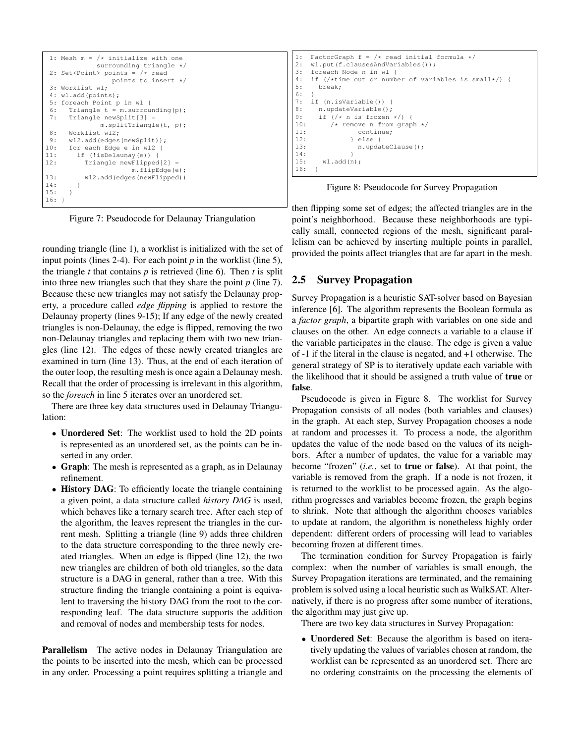```
 1: Mesh m = /* initialize with one
            surrounding triangle */
 2: Set<Point> points = /* read
                points to insert */
 3: Worklist wl;
 4: wl.add(points);
 5: foreach Point p in wl {
 6:   Triangle t = m.surrounding(p);
 7:   Triangle newSplit[3] =
             m.splitTriangle(t, p);
 8:   Worklist wl2;
 9:   wl2.add(edges(newSplit));
10:   for each Edge e in wl2 {
11:     if (!isDelaunay(e)) {
12:       Triangle newFlipped[2] =
                    m.flipEdge(e);
13:       wl2.add(edges(newFlipped))
14:     }
15:   }
16: }
```

Figure 7: Pseudocode for Delaunay Triangulation

rounding triangle (line 1), a worklist is initialized with the set of input points (lines 2-4). For each point *p* in the worklist (line 5), the triangle *t* that contains *p* is retrieved (line 6). Then *t* is split into three new triangles such that they share the point *p* (line 7). Because these new triangles may not satisfy the Delaunay property, a procedure called *edge flipping* is applied to restore the Delaunay property (lines 9-15); If any edge of the newly created triangles is non-Delaunay, the edge is flipped, removing the two non-Delaunay triangles and replacing them with two new triangles (line 12). The edges of these newly created triangles are examined in turn (line 13). Thus, at the end of each iteration of the outer loop, the resulting mesh is once again a Delaunay mesh. Recall that the order of processing is irrelevant in this algorithm, so the *foreach* in line 5 iterates over an unordered set.

There are three key data structures used in Delaunay Triangulation:

- **Unordered Set**: The worklist used to hold the 2D points is represented as an unordered set, as the points can be inserted in any order.
- **Graph**: The mesh is represented as a graph, as in Delaunay refinement.
- **History DAG**: To efficiently locate the triangle containing a given point, a data structure called *history DAG* is used, which behaves like a ternary search tree. After each step of the algorithm, the leaves represent the triangles in the current mesh. Splitting a triangle (line 9) adds three children to the data structure corresponding to the three newly created triangles. When an edge is flipped (line 12), the two new triangles are children of both old triangles, so the data structure is a DAG in general, rather than a tree. With this structure finding the triangle containing a point is equivalent to traversing the history DAG from the root to the corresponding leaf. The data structure supports the addition and removal of nodes and membership tests for nodes.

**Parallelism** The active nodes in Delaunay Triangulation are the points to be inserted into the mesh, which can be processed in any order. Processing a point requires splitting a triangle and then flipping some set of edges; the affected triangles are in the point's neighborhood. Because these neighborhoods are typically small, connected regions of the mesh, significant parallelism can be achieved by inserting multiple points in parallel, provided the points affect triangles that are far apart in the mesh.

```
1:  FactorGraph f = /* read initial formula */
2:  wl.put(f.clausesAndVariables());
3:  foreach Node n in wl {
4:  if (/*time out or number of variables is small*/) {
5:    break;
6:  }
7:  if (n.isVariable()) {
8:    n.updateVariable();
9:    if (/* n is frozen */) {
10:      /* remove n from graph */
11:             continue;
12:           } else {
13:             n.updateClause();
14:           }
15:    wl.add(n);
16:  }
```

Figure 8: Pseudocode for Survey Propagation

## 2.5 Survey Propagation

Survey Propagation is a heuristic SAT-solver based on Bayesian inference [6]. The algorithm represents the Boolean formula as a *factor graph*, a bipartite graph with variables on one side and clauses on the other. An edge connects a variable to a clause if the variable participates in the clause. The edge is given a value of -1 if the literal in the clause is negated, and +1 otherwise. The general strategy of SP is to iteratively update each variable with the likelihood that it should be assigned a truth value of **true** or **false**.

Pseudocode is given in Figure 8. The worklist for Survey Propagation consists of all nodes (both variables and clauses) in the graph. At each step, Survey Propagation chooses a node at random and processes it. To process a node, the algorithm updates the value of the node based on the values of its neighbors. After a number of updates, the value for a variable may become "frozen" (*i.e.*, set to **true** or **false**). At that point, the variable is removed from the graph. If a node is not frozen, it is returned to the worklist to be processed again. As the algorithm progresses and variables become frozen, the graph begins to shrink. Note that although the algorithm chooses variables to update at random, the algorithm is nonetheless highly order dependent: different orders of processing will lead to variables becoming frozen at different times.

The termination condition for Survey Propagation is fairly complex: when the number of variables is small enough, the Survey Propagation iterations are terminated, and the remaining problem is solved using a local heuristic such as WalkSAT. Alternatively, if there is no progress after some number of iterations, the algorithm may just give up.

There are two key data structures in Survey Propagation:

- **Unordered Set**: Because the algorithm is based on iteratively updating the values of variables chosen at random, the worklist can be represented as an unordered set. There are no ordering constraints on the processing the elements of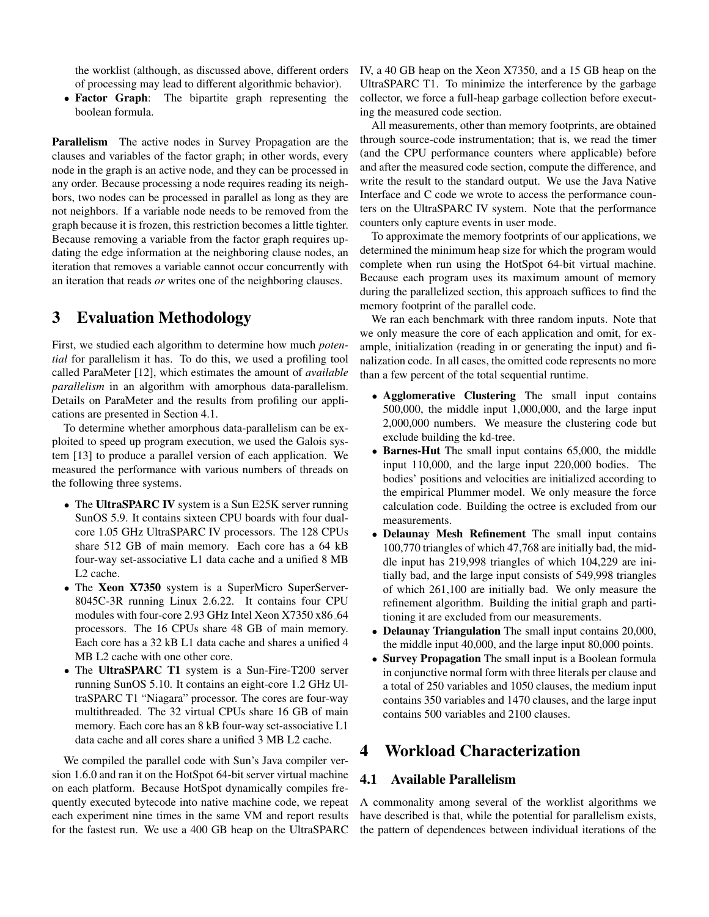the worklist (although, as discussed above, different orders of processing may lead to different algorithmic behavior).

- **Factor Graph**: The bipartite graph representing the boolean formula.

**Parallelism** The active nodes in Survey Propagation are the clauses and variables of the factor graph; in other words, every node in the graph is an active node, and they can be processed in any order. Because processing a node requires reading its neighbors, two nodes can be processed in parallel as long as they are not neighbors. If a variable node needs to be removed from the graph because it is frozen, this restriction becomes a little tighter. Because removing a variable from the factor graph requires updating the edge information at the neighboring clause nodes, an iteration that removes a variable cannot occur concurrently with an iteration that reads *or* writes one of the neighboring clauses.

# 3 Evaluation Methodology

First, we studied each algorithm to determine how much *potential* for parallelism it has. To do this, we used a profiling tool called ParaMeter [12], which estimates the amount of *available parallelism* in an algorithm with amorphous data-parallelism. Details on ParaMeter and the results from profiling our applications are presented in Section 4.1.

To determine whether amorphous data-parallelism can be exploited to speed up program execution, we used the Galois system [13] to produce a parallel version of each application. We measured the performance with various numbers of threads on the following three systems.

- The **UltraSPARC IV** system is a Sun E25K server running SunOS 5.9. It contains sixteen CPU boards with four dual-core 1.05 GHz UltraSPARC IV processors. The 128 CPUs share 512 GB of main memory. Each core has a 64 kB four-way set-associative L1 data cache and a unified 8 MB L2 cache.
- The **Xeon X7350** system is a SuperMicro SuperServer-8045C-3R running Linux 2.6.22. It contains four CPU modules with four-core 2.93 GHz Intel Xeon X7350 x86_64 processors. The 16 CPUs share 48 GB of main memory. Each core has a 32 kB L1 data cache and shares a unified 4 MB L2 cache with one other core.
- The **UltraSPARC T1** system is a Sun-Fire-T200 server running SunOS 5.10. It contains an eight-core 1.2 GHz UltraSPARC T1 "Niagara" processor. The cores are four-way multithreaded. The 32 virtual CPUs share 16 GB of main memory. Each core has an 8 kB four-way set-associative L1 data cache and all cores share a unified 3 MB L2 cache.

We compiled the parallel code with Sun's Java compiler version 1.6.0 and ran it on the HotSpot 64-bit server virtual machine on each platform. Because HotSpot dynamically compiles frequently executed bytecode into native machine code, we repeat each experiment nine times in the same VM and report results for the fastest run. We use a 400 GB heap on the UltraSPARC IV, a 40 GB heap on the Xeon X7350, and a 15 GB heap on the UltraSPARC T1. To minimize the interference by the garbage collector, we force a full-heap garbage collection before executing the measured code section.

All measurements, other than memory footprints, are obtained through source-code instrumentation; that is, we read the timer (and the CPU performance counters where applicable) before and after the measured code section, compute the difference, and write the result to the standard output. We use the Java Native Interface and C code we wrote to access the performance counters on the UltraSPARC IV system. Note that the performance counters only capture events in user mode.

To approximate the memory footprints of our applications, we determined the minimum heap size for which the program would complete when run using the HotSpot 64-bit virtual machine. Because each program uses its maximum amount of memory during the parallelized section, this approach suffices to find the memory footprint of the parallel code.

We ran each benchmark with three random inputs. Note that we only measure the core of each application and omit, for example, initialization (reading in or generating the input) and finalization code. In all cases, the omitted code represents no more than a few percent of the total sequential runtime.

- **Agglomerative Clustering** The small input contains 500,000, the middle input 1,000,000, and the large input 2,000,000 numbers. We measure the clustering code but exclude building the kd-tree.
- **Barnes-Hut** The small input contains 65,000, the middle input 110,000, and the large input 220,000 bodies. The bodies' positions and velocities are initialized according to the empirical Plummer model. We only measure the force calculation code. Building the octree is excluded from our measurements.
- **Delaunay Mesh Refinement** The small input contains 100,770 triangles of which 47,768 are initially bad, the middle input has 219,998 triangles of which 104,229 are initially bad, and the large input consists of 549,998 triangles of which 261,100 are initially bad. We only measure the refinement algorithm. Building the initial graph and partitioning it are excluded from our measurements.
- **Delaunay Triangulation** The small input contains 20,000, the middle input 40,000, and the large input 80,000 points.
- **Survey Propagation** The small input is a Boolean formula in conjunctive normal form with three literals per clause and a total of 250 variables and 1050 clauses, the medium input contains 350 variables and 1470 clauses, and the large input contains 500 variables and 2100 clauses.

# 4 Workload Characterization

## 4.1 Available Parallelism

A commonality among several of the worklist algorithms we have described is that, while the potential for parallelism exists, the pattern of dependences between individual iterations of the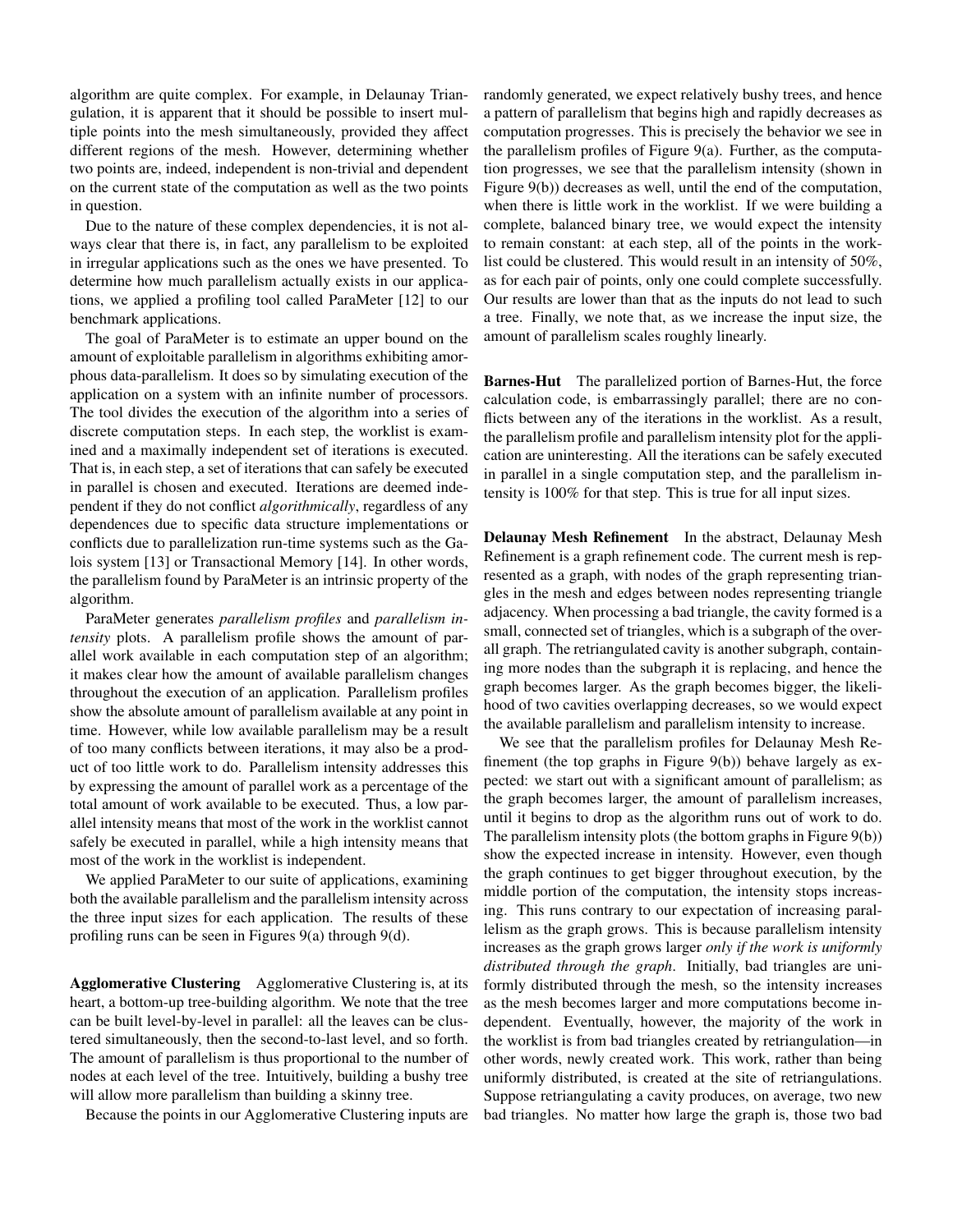algorithm are quite complex. For example, in Delaunay Triangulation, it is apparent that it should be possible to insert multiple points into the mesh simultaneously, provided they affect different regions of the mesh. However, determining whether two points are, indeed, independent is non-trivial and dependent on the current state of the computation as well as the two points in question.

Due to the nature of these complex dependencies, it is not always clear that there is, in fact, any parallelism to be exploited in irregular applications such as the ones we have presented. To determine how much parallelism actually exists in our applications, we applied a profiling tool called ParaMeter [12] to our benchmark applications.

The goal of ParaMeter is to estimate an upper bound on the amount of exploitable parallelism in algorithms exhibiting amorphous data-parallelism. It does so by simulating execution of the application on a system with an infinite number of processors. The tool divides the execution of the algorithm into a series of discrete computation steps. In each step, the worklist is examined and a maximally independent set of iterations is executed. That is, in each step, a set of iterations that can safely be executed in parallel is chosen and executed. Iterations are deemed independent if they do not conflict *algorithmically*, regardless of any dependences due to specific data structure implementations or conflicts due to parallelization run-time systems such as the Galois system [13] or Transactional Memory [14]. In other words, the parallelism found by ParaMeter is an intrinsic property of the algorithm.

ParaMeter generates *parallelism profiles* and *parallelism intensity* plots. A parallelism profile shows the amount of parallel work available in each computation step of an algorithm; it makes clear how the amount of available parallelism changes throughout the execution of an application. Parallelism profiles show the absolute amount of parallelism available at any point in time. However, while low available parallelism may be a result of too many conflicts between iterations, it may also be a product of too little work to do. Parallelism intensity addresses this by expressing the amount of parallel work as a percentage of the total amount of work available to be executed. Thus, a low parallel intensity means that most of the work in the worklist cannot safely be executed in parallel, while a high intensity means that most of the work in the worklist is independent.

We applied ParaMeter to our suite of applications, examining both the available parallelism and the parallelism intensity across the three input sizes for each application. The results of these profiling runs can be seen in Figures 9(a) through 9(d).

**Agglomerative Clustering** Agglomerative Clustering is, at its heart, a bottom-up tree-building algorithm. We note that the tree can be built level-by-level in parallel: all the leaves can be clustered simultaneously, then the second-to-last level, and so forth. The amount of parallelism is thus proportional to the number of nodes at each level of the tree. Intuitively, building a bushy tree will allow more parallelism than building a skinny tree.

Because the points in our Agglomerative Clustering inputs are randomly generated, we expect relatively bushy trees, and hence a pattern of parallelism that begins high and rapidly decreases as computation progresses. This is precisely the behavior we see in the parallelism profiles of Figure 9(a). Further, as the computation progresses, we see that the parallelism intensity (shown in Figure 9(b)) decreases as well, until the end of the computation, when there is little work in the worklist. If we were building a complete, balanced binary tree, we would expect the intensity to remain constant: at each step, all of the points in the worklist could be clustered. This would result in an intensity of 50%, as for each pair of points, only one could complete successfully. Our results are lower than that as the inputs do not lead to such a tree. Finally, we note that, as we increase the input size, the amount of parallelism scales roughly linearly.

**Barnes-Hut** The parallelized portion of Barnes-Hut, the force calculation code, is embarrassingly parallel; there are no conflicts between any of the iterations in the worklist. As a result, the parallelism profile and parallelism intensity plot for the application are uninteresting. All the iterations can be safely executed in parallel in a single computation step, and the parallelism intensity is 100% for that step. This is true for all input sizes.

**Delaunay Mesh Refinement** In the abstract, Delaunay Mesh Refinement is a graph refinement code. The current mesh is represented as a graph, with nodes of the graph representing triangles in the mesh and edges between nodes representing triangle adjacency. When processing a bad triangle, the cavity formed is a small, connected set of triangles, which is a subgraph of the overall graph. The retriangulated cavity is another subgraph, containing more nodes than the subgraph it is replacing, and hence the graph becomes larger. As the graph becomes bigger, the likelihood of two cavities overlapping decreases, so we would expect the available parallelism and parallelism intensity to increase.

We see that the parallelism profiles for Delaunay Mesh Refinement (the top graphs in Figure 9(b)) behave largely as expected: we start out with a significant amount of parallelism; as the graph becomes larger, the amount of parallelism increases, until it begins to drop as the algorithm runs out of work to do. The parallelism intensity plots (the bottom graphs in Figure 9(b)) show the expected increase in intensity. However, even though the graph continues to get bigger throughout execution, by the middle portion of the computation, the intensity stops increasing. This runs contrary to our expectation of increasing parallelism as the graph grows. This is because parallelism intensity increases as the graph grows larger *only if the work is uniformly distributed through the graph*. Initially, bad triangles are uniformly distributed through the mesh, so the intensity increases as the mesh becomes larger and more computations become independent. Eventually, however, the majority of the work in the worklist is from bad triangles created by retriangulation—in other words, newly created work. This work, rather than being uniformly distributed, is created at the site of retriangulations. Suppose retriangulating a cavity produces, on average, two new bad triangles. No matter how large the graph is, those two bad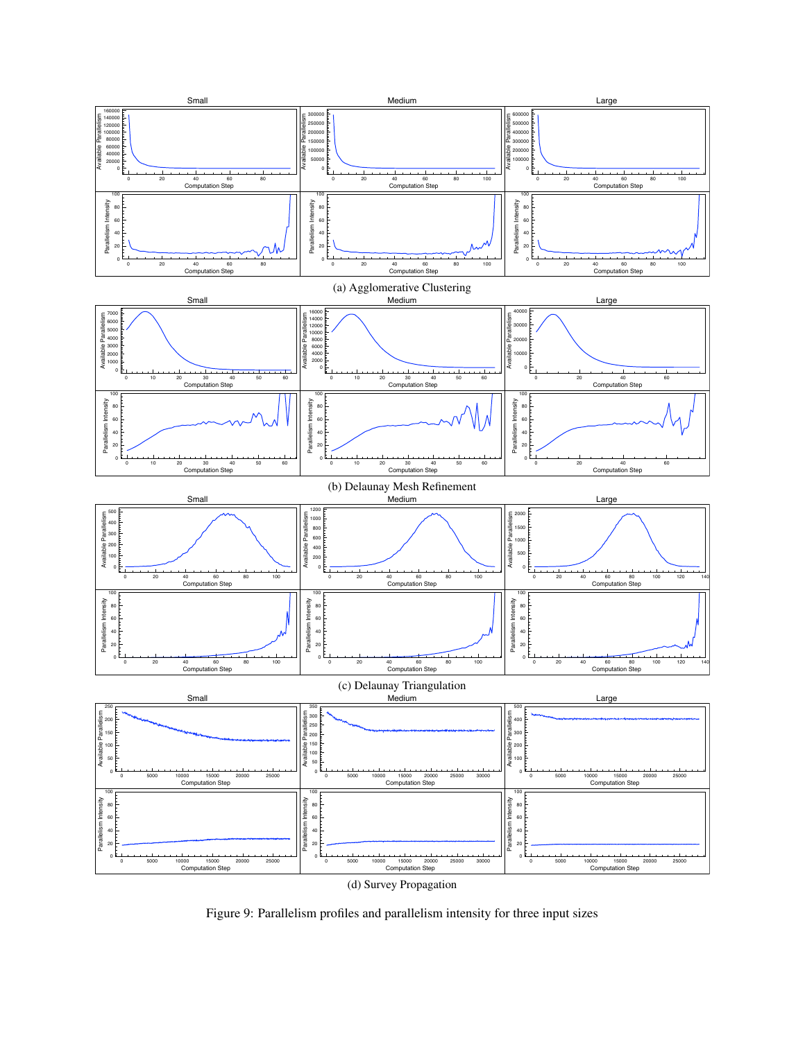(a) Agglomerative Clustering

(b) Delaunay Mesh Refinement

(c) Delaunay Triangulation

(d) Survey Propagation

Figure 9: Parallelism profiles and parallelism intensity for three input sizes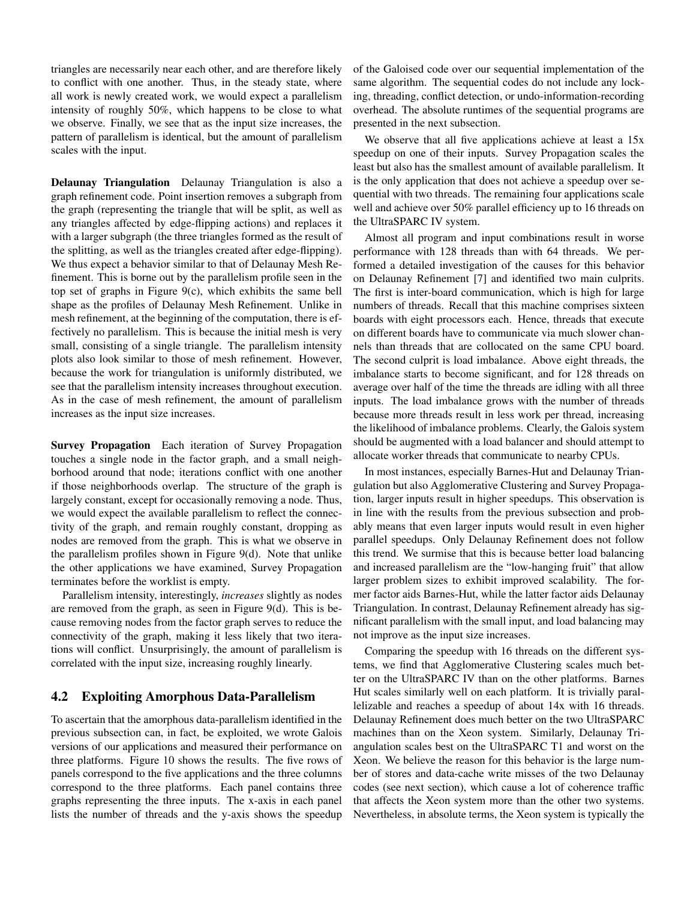triangles are necessarily near each other, and are therefore likely to conflict with one another. Thus, in the steady state, where all work is newly created work, we would expect a parallelism intensity of roughly 50%, which happens to be close to what we observe. Finally, we see that as the input size increases, the pattern of parallelism is identical, but the amount of parallelism scales with the input.

**Delaunay Triangulation** Delaunay Triangulation is also a graph refinement code. Point insertion removes a subgraph from the graph (representing the triangle that will be split, as well as any triangles affected by edge-flipping actions) and replaces it with a larger subgraph (the three triangles formed as the result of the splitting, as well as the triangles created after edge-flipping). We thus expect a behavior similar to that of Delaunay Mesh Refinement. This is borne out by the parallelism profile seen in the top set of graphs in Figure 9(c), which exhibits the same bell shape as the profiles of Delaunay Mesh Refinement. Unlike in mesh refinement, at the beginning of the computation, there is effectively no parallelism. This is because the initial mesh is very small, consisting of a single triangle. The parallelism intensity plots also look similar to those of mesh refinement. However, because the work for triangulation is uniformly distributed, we see that the parallelism intensity increases throughout execution. As in the case of mesh refinement, the amount of parallelism increases as the input size increases.

**Survey Propagation** Each iteration of Survey Propagation touches a single node in the factor graph, and a small neighborhood around that node; iterations conflict with one another if those neighborhoods overlap. The structure of the graph is largely constant, except for occasionally removing a node. Thus, we would expect the available parallelism to reflect the connectivity of the graph, and remain roughly constant, dropping as nodes are removed from the graph. This is what we observe in the parallelism profiles shown in Figure 9(d). Note that unlike the other applications we have examined, Survey Propagation terminates before the worklist is empty.

Parallelism intensity, interestingly, *increases* slightly as nodes are removed from the graph, as seen in Figure 9(d). This is because removing nodes from the factor graph serves to reduce the connectivity of the graph, making it less likely that two iterations will conflict. Unsurprisingly, the amount of parallelism is correlated with the input size, increasing roughly linearly.

## 4.2 Exploiting Amorphous Data-Parallelism

To ascertain that the amorphous data-parallelism identified in the previous subsection can, in fact, be exploited, we wrote Galois versions of our applications and measured their performance on three platforms. Figure 10 shows the results. The five rows of panels correspond to the five applications and the three columns correspond to the three platforms. Each panel contains three graphs representing the three inputs. The x-axis in each panel lists the number of threads and the y-axis shows the speedup of the Galoised code over our sequential implementation of the same algorithm. The sequential codes do not include any locking, threading, conflict detection, or undo-information-recording overhead. The absolute runtimes of the sequential programs are presented in the next subsection.

We observe that all five applications achieve at least a 15x speedup on one of their inputs. Survey Propagation scales the least but also has the smallest amount of available parallelism. It is the only application that does not achieve a speedup over sequential with two threads. The remaining four applications scale well and achieve over 50% parallel efficiency up to 16 threads on the UltraSPARC IV system.

Almost all program and input combinations result in worse performance with 128 threads than with 64 threads. We performed a detailed investigation of the causes for this behavior on Delaunay Refinement [7] and identified two main culprits. The first is inter-board communication, which is high for large numbers of threads. Recall that this machine comprises sixteen boards with eight processors each. Hence, threads that execute on different boards have to communicate via much slower channels than threads that are collocated on the same CPU board. The second culprit is load imbalance. Above eight threads, the imbalance starts to become significant, and for 128 threads on average over half of the time the threads are idling with all three inputs. The load imbalance grows with the number of threads because more threads result in less work per thread, increasing the likelihood of imbalance problems. Clearly, the Galois system should be augmented with a load balancer and should attempt to allocate worker threads that communicate to nearby CPUs.

In most instances, especially Barnes-Hut and Delaunay Triangulation but also Agglomerative Clustering and Survey Propagation, larger inputs result in higher speedups. This observation is in line with the results from the previous subsection and probably means that even larger inputs would result in even higher parallel speedups. Only Delaunay Refinement does not follow this trend. We surmise that this is because better load balancing and increased parallelism are the "low-hanging fruit" that allow larger problem sizes to exhibit improved scalability. The former factor aids Barnes-Hut, while the latter factor aids Delaunay Triangulation. In contrast, Delaunay Refinement already has significant parallelism with the small input, and load balancing may not improve as the input size increases.

Comparing the speedup with 16 threads on the different systems, we find that Agglomerative Clustering scales much better on the UltraSPARC IV than on the other platforms. Barnes Hut scales similarly well on each platform. It is trivially parallelizable and reaches a speedup of about 14x with 16 threads. Delaunay Refinement does much better on the two UltraSPARC machines than on the Xeon system. Similarly, Delaunay Triangulation scales best on the UltraSPARC T1 and worst on the Xeon. We believe the reason for this behavior is the large number of stores and data-cache write misses of the two Delaunay codes (see next section), which cause a lot of coherence traffic that affects the Xeon system more than the other two systems. Nevertheless, in absolute terms, the Xeon system is typically the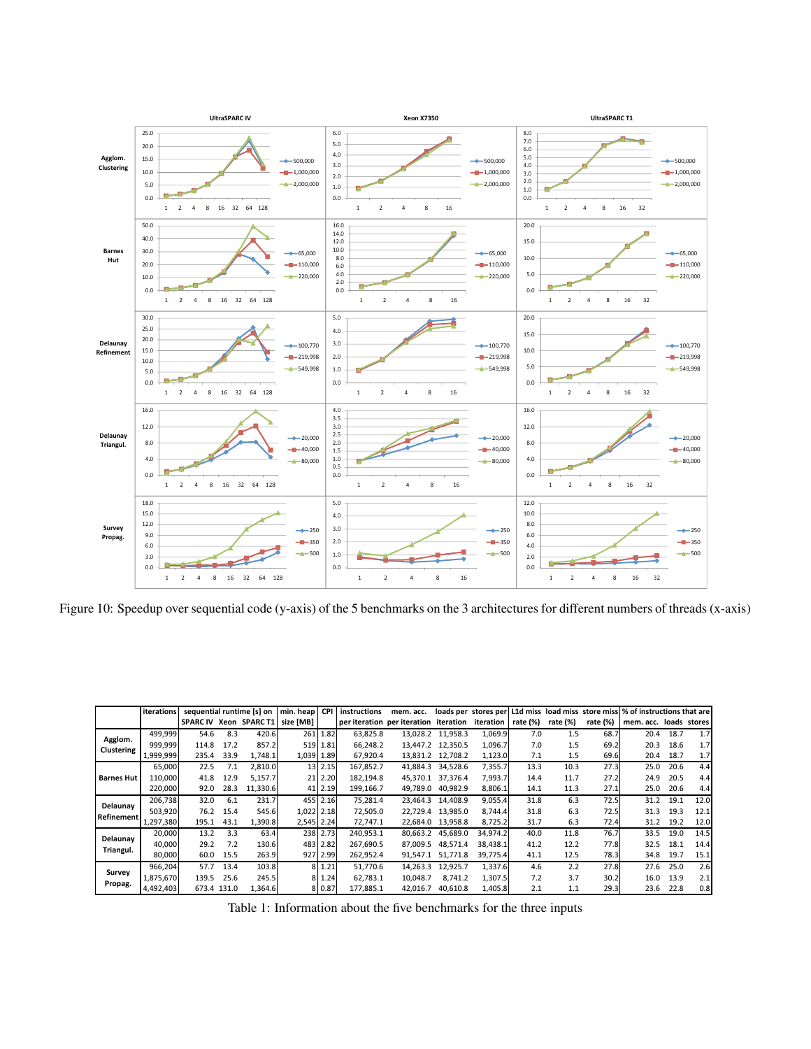Figure 10: Speedup over sequential code (y-axis) of the 5 benchmarks on the 3 architectures for different numbers of threads (x-axis)

| | iterations | sequential runtime [s] on | | | min. heap | CPI | instructions | mem. acc. | loads per | stores per | L1d miss | load miss | store miss | % of instructions that are | | |
|---|---|---|---|---|---|---|---|---|---|---|---|---|---|---|---|---|
| | | SPARC IV | Xeon | SPARC T1 | size [MB] | | per iteration | per iteration | iteration | iteration | rate (%) | rate (%) | rate (%) | mem. acc. | loads | stores |
| Agglom. Clustering | 499,999 | 54.6 | 8.3 | 420.6 | 261 | 1.82 | 63,825.8 | 13,028.2 | 11,958.3 | 1,069.9 | 7.0 | 1.5 | 68.7 | 20.4 | 18.7 | 1.7 |
| | 999,999 | 114.8 | 17.2 | 857.2 | 519 | 1.81 | 66,248.2 | 13,447.2 | 12,350.5 | 1,096.7 | 7.0 | 1.5 | 69.2 | 20.3 | 18.6 | 1.7 |
| | 1,999,999 | 235.4 | 33.9 | 1,748.1 | 1,039 | 1.89 | 67,920.4 | 13,831.2 | 12,708.2 | 1,123.0 | 7.1 | 1.5 | 69.6 | 20.4 | 18.7 | 1.7 |
| Barnes Hut | 65,000 | 22.5 | 7.1 | 2,810.0 | 13 | 2.15 | 167,852.7 | 41,884.3 | 34,528.6 | 7,355.7 | 13.3 | 10.3 | 27.3 | 25.0 | 20.6 | 4.4 |
| | 110,000 | 41.8 | 12.9 | 5,157.7 | 21 | 2.20 | 182,194.8 | 45,370.1 | 37,376.4 | 7,993.7 | 14.4 | 11.7 | 27.2 | 24.9 | 20.5 | 4.4 |
| | 220,000 | 92.0 | 28.3 | 11,330.6 | 41 | 2.19 | 199,166.7 | 49,789.0 | 40,982.9 | 8,806.1 | 14.1 | 11.3 | 27.1 | 25.0 | 20.6 | 4.4 |
| Delaunay Refinement | 206,738 | 32.0 | 6.1 | 231.7 | 455 | 2.16 | 75,281.4 | 23,464.3 | 14,408.9 | 9,055.4 | 31.8 | 6.3 | 72.5 | 31.2 | 19.1 | 12.0 |
| | 503,920 | 76.2 | 15.4 | 545.6 | 1,022 | 2.18 | 72,505.0 | 22,729.4 | 13,985.0 | 8,744.4 | 31.8 | 6.3 | 72.5 | 31.3 | 19.3 | 12.1 |
| | 1,297,380 | 195.1 | 43.1 | 1,390.8 | 2,545 | 2.24 | 72,747.1 | 22,684.0 | 13,958.8 | 8,725.2 | 31.7 | 6.3 | 72.4 | 31.2 | 19.2 | 12.0 |
| Delaunay Triangul. | 20,000 | 13.2 | 3.3 | 63.4 | 238 | 2.73 | 240,953.1 | 80,663.2 | 45,689.0 | 34,974.2 | 40.0 | 11.8 | 76.7 | 33.5 | 19.0 | 14.5 |
| | 40,000 | 29.2 | 7.2 | 130.6 | 483 | 2.82 | 267,690.5 | 87,009.5 | 48,571.4 | 38,438.1 | 41.2 | 12.2 | 77.8 | 32.5 | 18.1 | 14.4 |
| | 80,000 | 60.0 | 15.5 | 263.9 | 927 | 2.99 | 262,952.4 | 91,547.1 | 51,771.8 | 39,775.4 | 41.1 | 12.5 | 78.3 | 34.8 | 19.7 | 15.1 |
| Survey Propag. | 966,204 | 57.7 | 13.4 | 103.8 | 8 | 1.21 | 51,770.6 | 14,263.3 | 12,925.7 | 1,337.6 | 4.6 | 2.2 | 27.8 | 27.6 | 25.0 | 2.6 |
| | 1,875,670 | 139.5 | 25.6 | 245.5 | 8 | 1.24 | 62,783.1 | 10,048.7 | 8,741.2 | 1,307.5 | 7.2 | 3.7 | 30.2 | 16.0 | 13.9 | 2.1 |
| | 4,492,403 | 673.4 | 131.0 | 1,364.6 | 8 | 0.87 | 177,885.1 | 42,016.7 | 40,610.8 | 1,405.8 | 2.1 | 1.1 | 29.3 | 23.6 | 22.8 | 0.8 |

Table 1: Information about the five benchmarks for the three inputs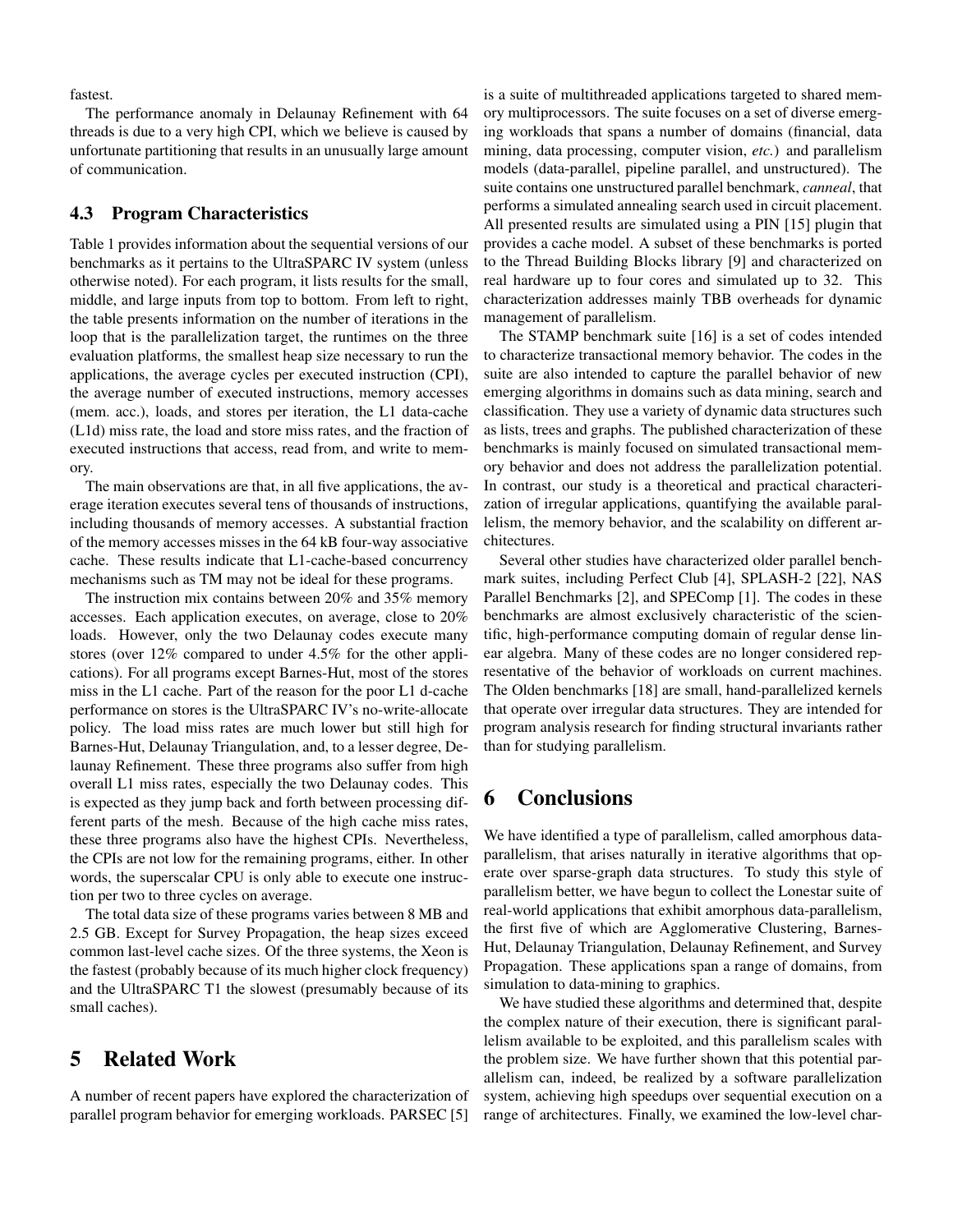fastest.

The performance anomaly in Delaunay Refinement with 64 threads is due to a very high CPI, which we believe is caused by unfortunate partitioning that results in an unusually large amount of communication.

### 4.3 Program Characteristics

Table 1 provides information about the sequential versions of our benchmarks as it pertains to the UltraSPARC IV system (unless otherwise noted). For each program, it lists results for the small, middle, and large inputs from top to bottom. From left to right, the table presents information on the number of iterations in the loop that is the parallelization target, the runtimes on the three evaluation platforms, the smallest heap size necessary to run the applications, the average cycles per executed instruction (CPI), the average number of executed instructions, memory accesses (mem. acc.), loads, and stores per iteration, the L1 data-cache (L1d) miss rate, the load and store miss rates, and the fraction of executed instructions that access, read from, and write to memory.

The main observations are that, in all five applications, the average iteration executes several tens of thousands of instructions, including thousands of memory accesses. A substantial fraction of the memory accesses misses in the 64 kB four-way associative cache. These results indicate that L1-cache-based concurrency mechanisms such as TM may not be ideal for these programs.

The instruction mix contains between 20% and 35% memory accesses. Each application executes, on average, close to 20% loads. However, only the two Delaunay codes execute many stores (over 12% compared to under 4.5% for the other applications). For all programs except Barnes-Hut, most of the stores miss in the L1 cache. Part of the reason for the poor L1 d-cache performance on stores is the UltraSPARC IV's no-write-allocate policy. The load miss rates are much lower but still high for Barnes-Hut, Delaunay Triangulation, and, to a lesser degree, Delaunay Refinement. These three programs also suffer from high overall L1 miss rates, especially the two Delaunay codes. This is expected as they jump back and forth between processing different parts of the mesh. Because of the high cache miss rates, these three programs also have the highest CPIs. Nevertheless, the CPIs are not low for the remaining programs, either. In other words, the superscalar CPU is only able to execute one instruction per two to three cycles on average.

The total data size of these programs varies between 8 MB and 2.5 GB. Except for Survey Propagation, the heap sizes exceed common last-level cache sizes. Of the three systems, the Xeon is the fastest (probably because of its much higher clock frequency) and the UltraSPARC T1 the slowest (presumably because of its small caches).

## 5 Related Work

A number of recent papers have explored the characterization of parallel program behavior for emerging workloads. PARSEC [5] is a suite of multithreaded applications targeted to shared memory multiprocessors. The suite focuses on a set of diverse emerging workloads that spans a number of domains (financial, data mining, data processing, computer vision, *etc.*) and parallelism models (data-parallel, pipeline parallel, and unstructured). The suite contains one unstructured parallel benchmark, *canneal*, that performs a simulated annealing search used in circuit placement. All presented results are simulated using a PIN [15] plugin that provides a cache model. A subset of these benchmarks is ported to the Thread Building Blocks library [9] and characterized on real hardware up to four cores and simulated up to 32. This characterization addresses mainly TBB overheads for dynamic management of parallelism.

The STAMP benchmark suite [16] is a set of codes intended to characterize transactional memory behavior. The codes in the suite are also intended to capture the parallel behavior of new emerging algorithms in domains such as data mining, search and classification. They use a variety of dynamic data structures such as lists, trees and graphs. The published characterization of these benchmarks is mainly focused on simulated transactional memory behavior and does not address the parallelization potential. In contrast, our study is a theoretical and practical characterization of irregular applications, quantifying the available parallelism, the memory behavior, and the scalability on different architectures.

Several other studies have characterized older parallel benchmark suites, including Perfect Club [4], SPLASH-2 [22], NAS Parallel Benchmarks [2], and SPEComp [1]. The codes in these benchmarks are almost exclusively characteristic of the scientific, high-performance computing domain of regular dense linear algebra. Many of these codes are no longer considered representative of the behavior of workloads on current machines. The Olden benchmarks [18] are small, hand-parallelized kernels that operate over irregular data structures. They are intended for program analysis research for finding structural invariants rather than for studying parallelism.

## 6 Conclusions

We have identified a type of parallelism, called amorphous data-parallelism, that arises naturally in iterative algorithms that operate over sparse-graph data structures. To study this style of parallelism better, we have begun to collect the Lonestar suite of real-world applications that exhibit amorphous data-parallelism, the first five of which are Agglomerative Clustering, Barnes-Hut, Delaunay Triangulation, Delaunay Refinement, and Survey Propagation. These applications span a range of domains, from simulation to data-mining to graphics.

We have studied these algorithms and determined that, despite the complex nature of their execution, there is significant parallelism available to be exploited, and this parallelism scales with the problem size. We have further shown that this potential parallelism can, indeed, be realized by a software parallelization system, achieving high speedups over sequential execution on a range of architectures. Finally, we examined the low-level char-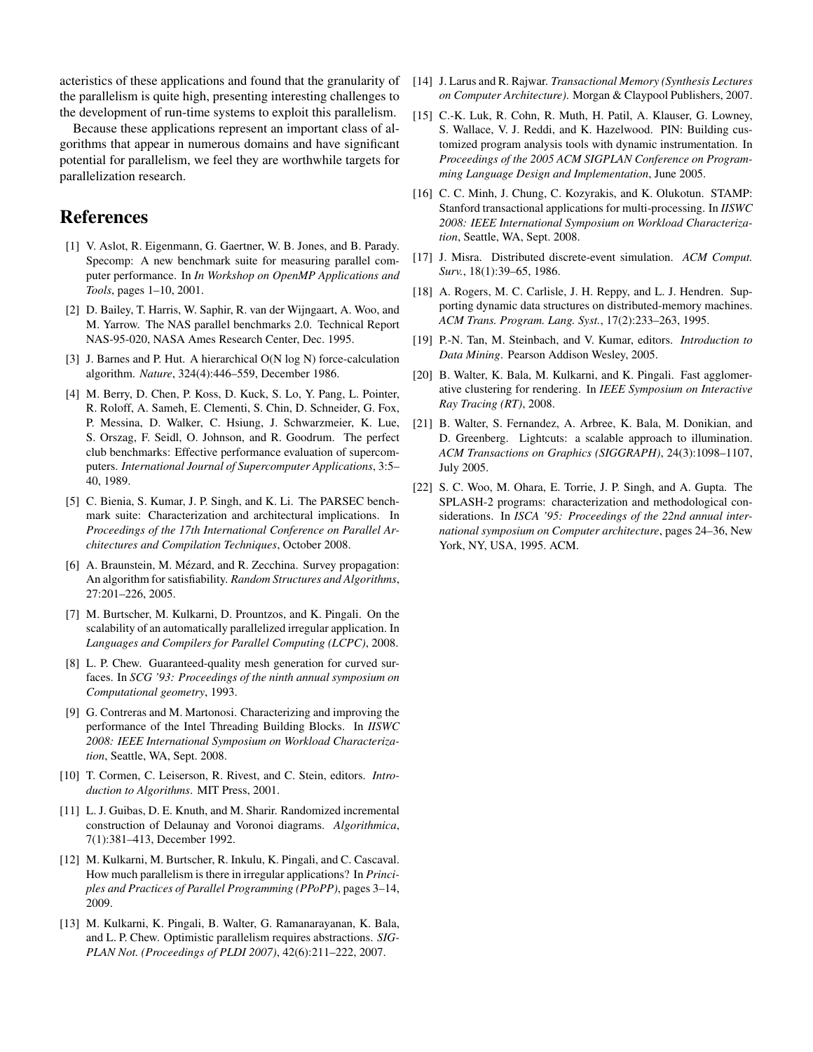acteristics of these applications and found that the granularity of the parallelism is quite high, presenting interesting challenges to the development of run-time systems to exploit this parallelism.

Because these applications represent an important class of algorithms that appear in numerous domains and have significant potential for parallelism, we feel they are worthwhile targets for parallelization research.

# References

[1] V. Aslot, R. Eigenmann, G. Gaertner, W. B. Jones, and B. Parady. Specomp: A new benchmark suite for measuring parallel computer performance. In *In Workshop on OpenMP Applications and Tools*, pages 1–10, 2001.

[2] D. Bailey, T. Harris, W. Saphir, R. van der Wijngaart, A. Woo, and M. Yarrow. The NAS parallel benchmarks 2.0. Technical Report NAS-95-020, NASA Ames Research Center, Dec. 1995.

[3] J. Barnes and P. Hut. A hierarchical O(N log N) force-calculation algorithm. *Nature*, 324(4):446–559, December 1986.

[4] M. Berry, D. Chen, P. Koss, D. Kuck, S. Lo, Y. Pang, L. Pointer, R. Roloff, A. Sameh, E. Clementi, S. Chin, D. Schneider, G. Fox, P. Messina, D. Walker, C. Hsiung, J. Schwarzmeier, K. Lue, S. Orszag, F. Seidl, O. Johnson, and R. Goodrum. The perfect club benchmarks: Effective performance evaluation of supercomputers. *International Journal of Supercomputer Applications*, 3:5–40, 1989.

[5] C. Bienia, S. Kumar, J. P. Singh, and K. Li. The PARSEC benchmark suite: Characterization and architectural implications. In *Proceedings of the 17th International Conference on Parallel Architectures and Compilation Techniques*, October 2008.

[6] A. Braunstein, M. Mézard, and R. Zecchina. Survey propagation: An algorithm for satisfiability. *Random Structures and Algorithms*, 27:201–226, 2005.

[7] M. Burtscher, M. Kulkarni, D. Prountzos, and K. Pingali. On the scalability of an automatically parallelized irregular application. In *Languages and Compilers for Parallel Computing (LCPC)*, 2008.

[8] L. P. Chew. Guaranteed-quality mesh generation for curved surfaces. In *SCG '93: Proceedings of the ninth annual symposium on Computational geometry*, 1993.

[9] G. Contreras and M. Martonosi. Characterizing and improving the performance of the Intel Threading Building Blocks. In *IISWC 2008: IEEE International Symposium on Workload Characterization*, Seattle, WA, Sept. 2008.

[10] T. Cormen, C. Leiserson, R. Rivest, and C. Stein, editors. *Introduction to Algorithms*. MIT Press, 2001.

[11] L. J. Guibas, D. E. Knuth, and M. Sharir. Randomized incremental construction of Delaunay and Voronoi diagrams. *Algorithmica*, 7(1):381–413, December 1992.

[12] M. Kulkarni, M. Burtscher, R. Inkulu, K. Pingali, and C. Cascaval. How much parallelism is there in irregular applications? In *Principles and Practices of Parallel Programming (PPoPP)*, pages 3–14, 2009.

[13] M. Kulkarni, K. Pingali, B. Walter, G. Ramanarayanan, K. Bala, and L. P. Chew. Optimistic parallelism requires abstractions. *SIGPLAN Not. (Proceedings of PLDI 2007)*, 42(6):211–222, 2007.

[14] J. Larus and R. Rajwar. *Transactional Memory (Synthesis Lectures on Computer Architecture)*. Morgan & Claypool Publishers, 2007.

[15] C.-K. Luk, R. Cohn, R. Muth, H. Patil, A. Klauser, G. Lowney, S. Wallace, V. J. Reddi, and K. Hazelwood. PIN: Building customized program analysis tools with dynamic instrumentation. In *Proceedings of the 2005 ACM SIGPLAN Conference on Programming Language Design and Implementation*, June 2005.

[16] C. C. Minh, J. Chung, C. Kozyrakis, and K. Olukotun. STAMP: Stanford transactional applications for multi-processing. In *IISWC 2008: IEEE International Symposium on Workload Characterization*, Seattle, WA, Sept. 2008.

[17] J. Misra. Distributed discrete-event simulation. *ACM Comput. Surv.*, 18(1):39–65, 1986.

[18] A. Rogers, M. C. Carlisle, J. H. Reppy, and L. J. Hendren. Supporting dynamic data structures on distributed-memory machines. *ACM Trans. Program. Lang. Syst.*, 17(2):233–263, 1995.

[19] P.-N. Tan, M. Steinbach, and V. Kumar, editors. *Introduction to Data Mining*. Pearson Addison Wesley, 2005.

[20] B. Walter, K. Bala, M. Kulkarni, and K. Pingali. Fast agglomerative clustering for rendering. In *IEEE Symposium on Interactive Ray Tracing (RT)*, 2008.

[21] B. Walter, S. Fernandez, A. Arbree, K. Bala, M. Donikian, and D. Greenberg. Lightcuts: a scalable approach to illumination. *ACM Transactions on Graphics (SIGGRAPH)*, 24(3):1098–1107, July 2005.

[22] S. C. Woo, M. Ohara, E. Torrie, J. P. Singh, and A. Gupta. The SPLASH-2 programs: characterization and methodological considerations. In *ISCA '95: Proceedings of the 22nd annual international symposium on Computer architecture*, pages 24–36, New York, NY, USA, 1995. ACM.